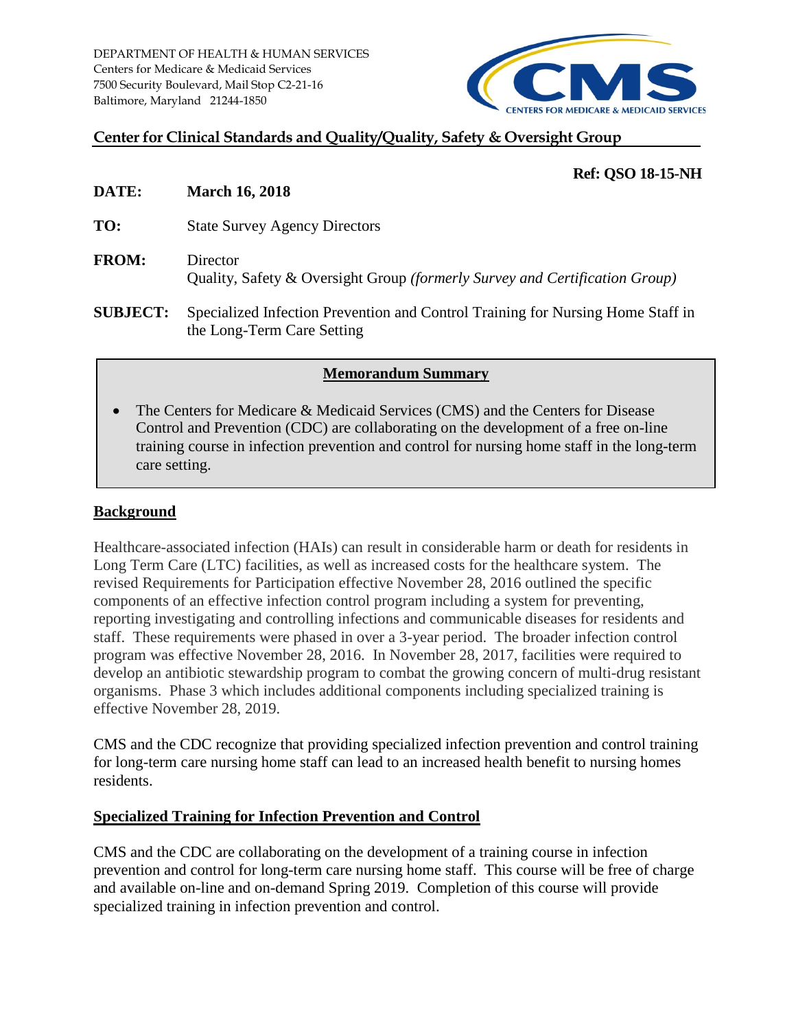DEPARTMENT OF HEALTH & HUMAN SERVICES
Centers for Medicare & Medicaid Services
7500 Security Boulevard, Mail Stop C2-21-16
Baltimore, Maryland 21244-1850

CMS — CENTERS FOR MEDICARE & MEDICAID SERVICES

**Center for Clinical Standards and Quality/Quality, Safety & Oversight Group**

**Ref: QSO 18-15-NH**

**DATE:** **March 16, 2018**

**TO:** State Survey Agency Directors

**FROM:** Director
Quality, Safety & Oversight Group *(formerly Survey and Certification Group)*

**SUBJECT:** Specialized Infection Prevention and Control Training for Nursing Home Staff in the Long-Term Care Setting

**Memorandum Summary**

- The Centers for Medicare & Medicaid Services (CMS) and the Centers for Disease Control and Prevention (CDC) are collaborating on the development of a free on-line training course in infection prevention and control for nursing home staff in the long-term care setting.

## Background

Healthcare-associated infection (HAIs) can result in considerable harm or death for residents in Long Term Care (LTC) facilities, as well as increased costs for the healthcare system. The revised Requirements for Participation effective November 28, 2016 outlined the specific components of an effective infection control program including a system for preventing, reporting investigating and controlling infections and communicable diseases for residents and staff. These requirements were phased in over a 3-year period. The broader infection control program was effective November 28, 2016. In November 28, 2017, facilities were required to develop an antibiotic stewardship program to combat the growing concern of multi-drug resistant organisms. Phase 3 which includes additional components including specialized training is effective November 28, 2019.

CMS and the CDC recognize that providing specialized infection prevention and control training for long-term care nursing home staff can lead to an increased health benefit to nursing homes residents.

## Specialized Training for Infection Prevention and Control

CMS and the CDC are collaborating on the development of a training course in infection prevention and control for long-term care nursing home staff. This course will be free of charge and available on-line and on-demand Spring 2019. Completion of this course will provide specialized training in infection prevention and control.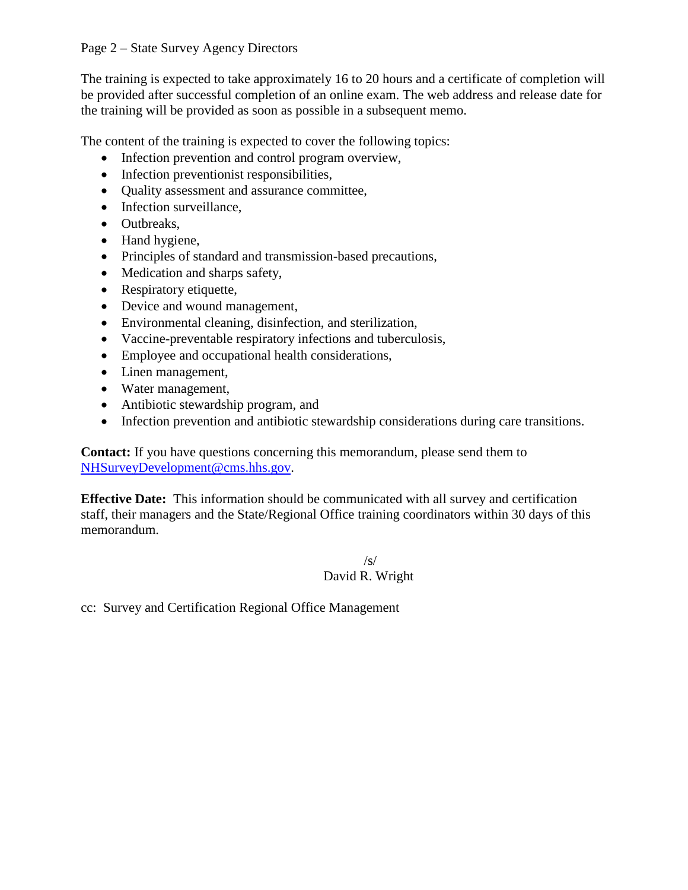The training is expected to take approximately 16 to 20 hours and a certificate of completion will be provided after successful completion of an online exam. The web address and release date for the training will be provided as soon as possible in a subsequent memo.

The content of the training is expected to cover the following topics:

- Infection prevention and control program overview,
- Infection preventionist responsibilities,
- Quality assessment and assurance committee,
- Infection surveillance,
- Outbreaks,
- Hand hygiene,
- Principles of standard and transmission-based precautions,
- Medication and sharps safety,
- Respiratory etiquette,
- Device and wound management,
- Environmental cleaning, disinfection, and sterilization,
- Vaccine-preventable respiratory infections and tuberculosis,
- Employee and occupational health considerations,
- Linen management,
- Water management,
- Antibiotic stewardship program, and
- Infection prevention and antibiotic stewardship considerations during care transitions.

**Contact:** If you have questions concerning this memorandum, please send them to NHSurveyDevelopment@cms.hhs.gov.

**Effective Date:** This information should be communicated with all survey and certification staff, their managers and the State/Regional Office training coordinators within 30 days of this memorandum.

/s/
David R. Wright

cc: Survey and Certification Regional Office Management